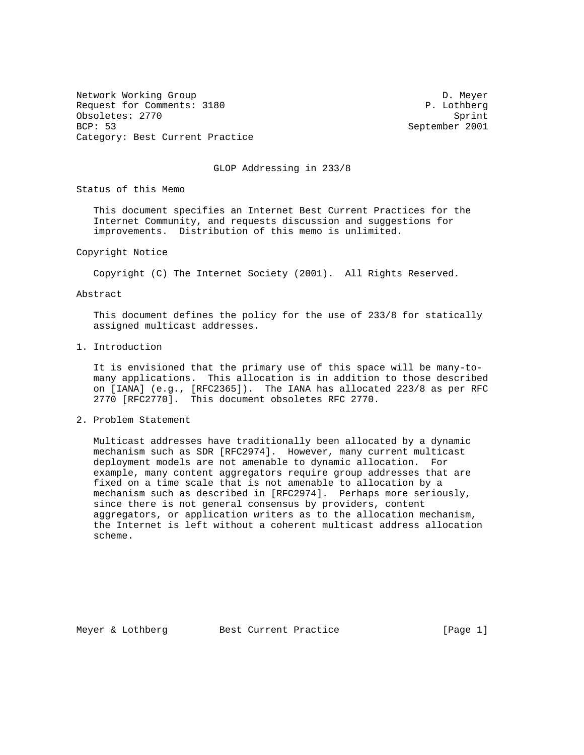Network Working Group D. Meyer
Request for Comments: 3180 P. Lothberg
Obsoletes: 2770 Sprint
BCP: 53 September 2001
Category: Best Current Practice

# GLOP Addressing in 233/8

## Status of this Memo

This document specifies an Internet Best Current Practices for the Internet Community, and requests discussion and suggestions for improvements. Distribution of this memo is unlimited.

## Copyright Notice

Copyright (C) The Internet Society (2001). All Rights Reserved.

## Abstract

This document defines the policy for the use of 233/8 for statically assigned multicast addresses.

## 1. Introduction

It is envisioned that the primary use of this space will be many-to-many applications. This allocation is in addition to those described on [IANA] (e.g., [RFC2365]). The IANA has allocated 223/8 as per RFC 2770 [RFC2770]. This document obsoletes RFC 2770.

## 2. Problem Statement

Multicast addresses have traditionally been allocated by a dynamic mechanism such as SDR [RFC2974]. However, many current multicast deployment models are not amenable to dynamic allocation. For example, many content aggregators require group addresses that are fixed on a time scale that is not amenable to allocation by a mechanism such as described in [RFC2974]. Perhaps more seriously, since there is not general consensus by providers, content aggregators, or application writers as to the allocation mechanism, the Internet is left without a coherent multicast address allocation scheme.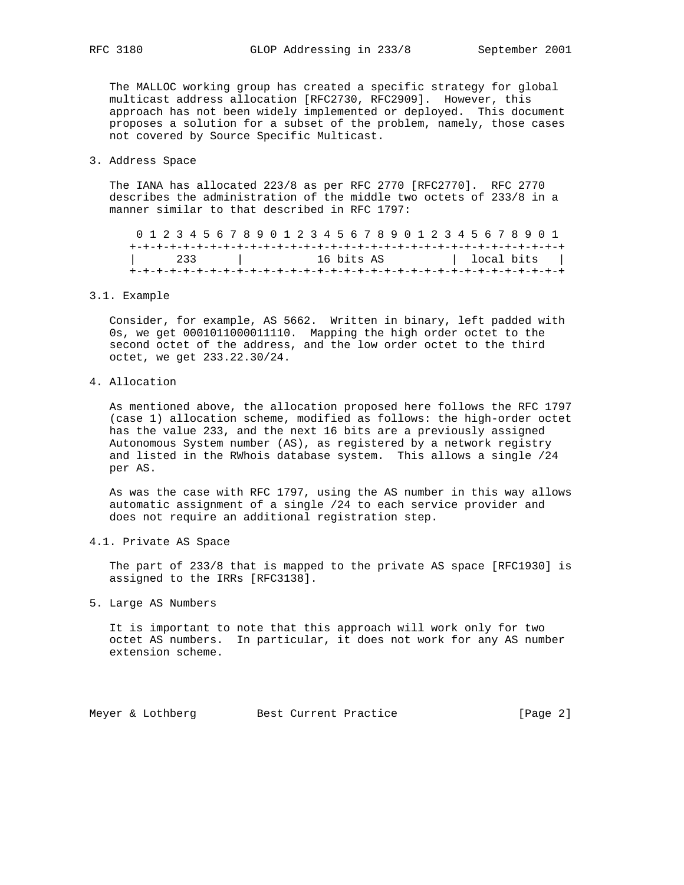The MALLOC working group has created a specific strategy for global multicast address allocation [RFC2730, RFC2909]. However, this approach has not been widely implemented or deployed. This document proposes a solution for a subset of the problem, namely, those cases not covered by Source Specific Multicast.

## 3. Address Space

The IANA has allocated 223/8 as per RFC 2770 [RFC2770]. RFC 2770 describes the administration of the middle two octets of 233/8 in a manner similar to that described in RFC 1797:

```
 0 1 2 3 4 5 6 7 8 9 0 1 2 3 4 5 6 7 8 9 0 1 2 3 4 5 6 7 8 9 0 1
+-+-+-+-+-+-+-+-+-+-+-+-+-+-+-+-+-+-+-+-+-+-+-+-+-+-+-+-+-+-+-+-+
|      233      |           16 bits AS          |  local bits   |
+-+-+-+-+-+-+-+-+-+-+-+-+-+-+-+-+-+-+-+-+-+-+-+-+-+-+-+-+-+-+-+-+
```

### 3.1. Example

Consider, for example, AS 5662. Written in binary, left padded with 0s, we get 0001011000011110. Mapping the high order octet to the second octet of the address, and the low order octet to the third octet, we get 233.22.30/24.

## 4. Allocation

As mentioned above, the allocation proposed here follows the RFC 1797 (case 1) allocation scheme, modified as follows: the high-order octet has the value 233, and the next 16 bits are a previously assigned Autonomous System number (AS), as registered by a network registry and listed in the RWhois database system. This allows a single /24 per AS.

As was the case with RFC 1797, using the AS number in this way allows automatic assignment of a single /24 to each service provider and does not require an additional registration step.

### 4.1. Private AS Space

The part of 233/8 that is mapped to the private AS space [RFC1930] is assigned to the IRRs [RFC3138].

## 5. Large AS Numbers

It is important to note that this approach will work only for two octet AS numbers. In particular, it does not work for any AS number extension scheme.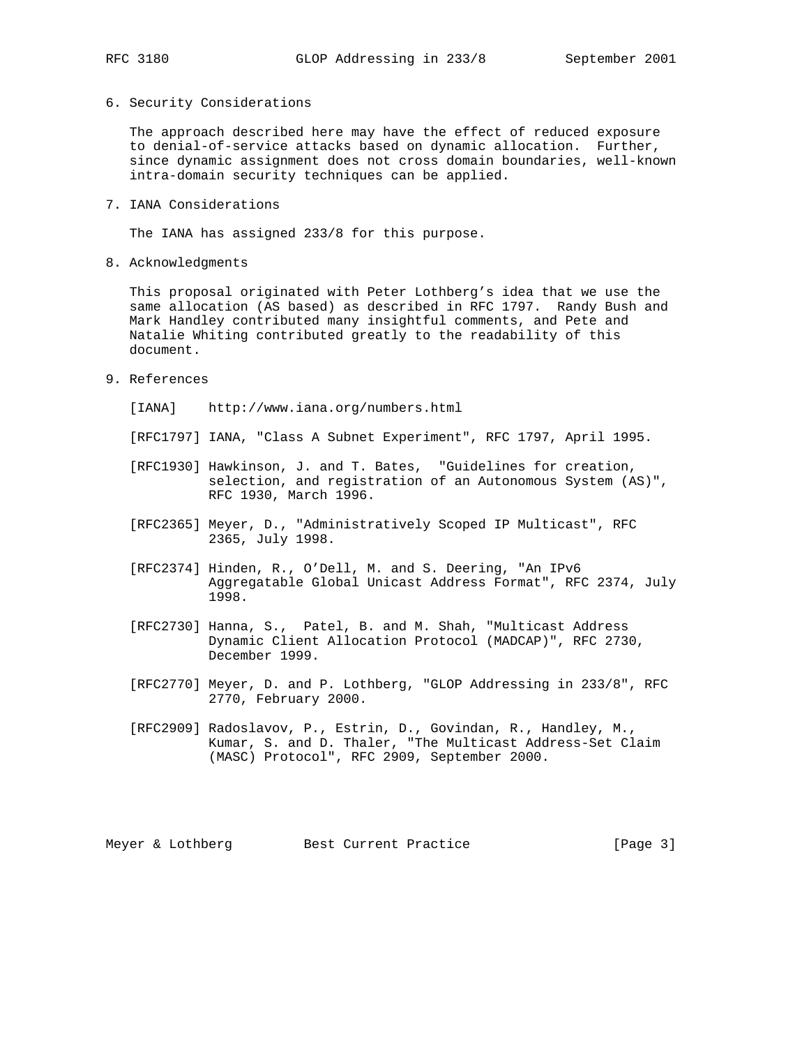## 6. Security Considerations

The approach described here may have the effect of reduced exposure to denial-of-service attacks based on dynamic allocation. Further, since dynamic assignment does not cross domain boundaries, well-known intra-domain security techniques can be applied.

## 7. IANA Considerations

The IANA has assigned 233/8 for this purpose.

## 8. Acknowledgments

This proposal originated with Peter Lothberg's idea that we use the same allocation (AS based) as described in RFC 1797. Randy Bush and Mark Handley contributed many insightful comments, and Pete and Natalie Whiting contributed greatly to the readability of this document.

## 9. References

[IANA] http://www.iana.org/numbers.html

[RFC1797] IANA, "Class A Subnet Experiment", RFC 1797, April 1995.

[RFC1930] Hawkinson, J. and T. Bates, "Guidelines for creation, selection, and registration of an Autonomous System (AS)", RFC 1930, March 1996.

[RFC2365] Meyer, D., "Administratively Scoped IP Multicast", RFC 2365, July 1998.

[RFC2374] Hinden, R., O'Dell, M. and S. Deering, "An IPv6 Aggregatable Global Unicast Address Format", RFC 2374, July 1998.

[RFC2730] Hanna, S., Patel, B. and M. Shah, "Multicast Address Dynamic Client Allocation Protocol (MADCAP)", RFC 2730, December 1999.

[RFC2770] Meyer, D. and P. Lothberg, "GLOP Addressing in 233/8", RFC 2770, February 2000.

[RFC2909] Radoslavov, P., Estrin, D., Govindan, R., Handley, M., Kumar, S. and D. Thaler, "The Multicast Address-Set Claim (MASC) Protocol", RFC 2909, September 2000.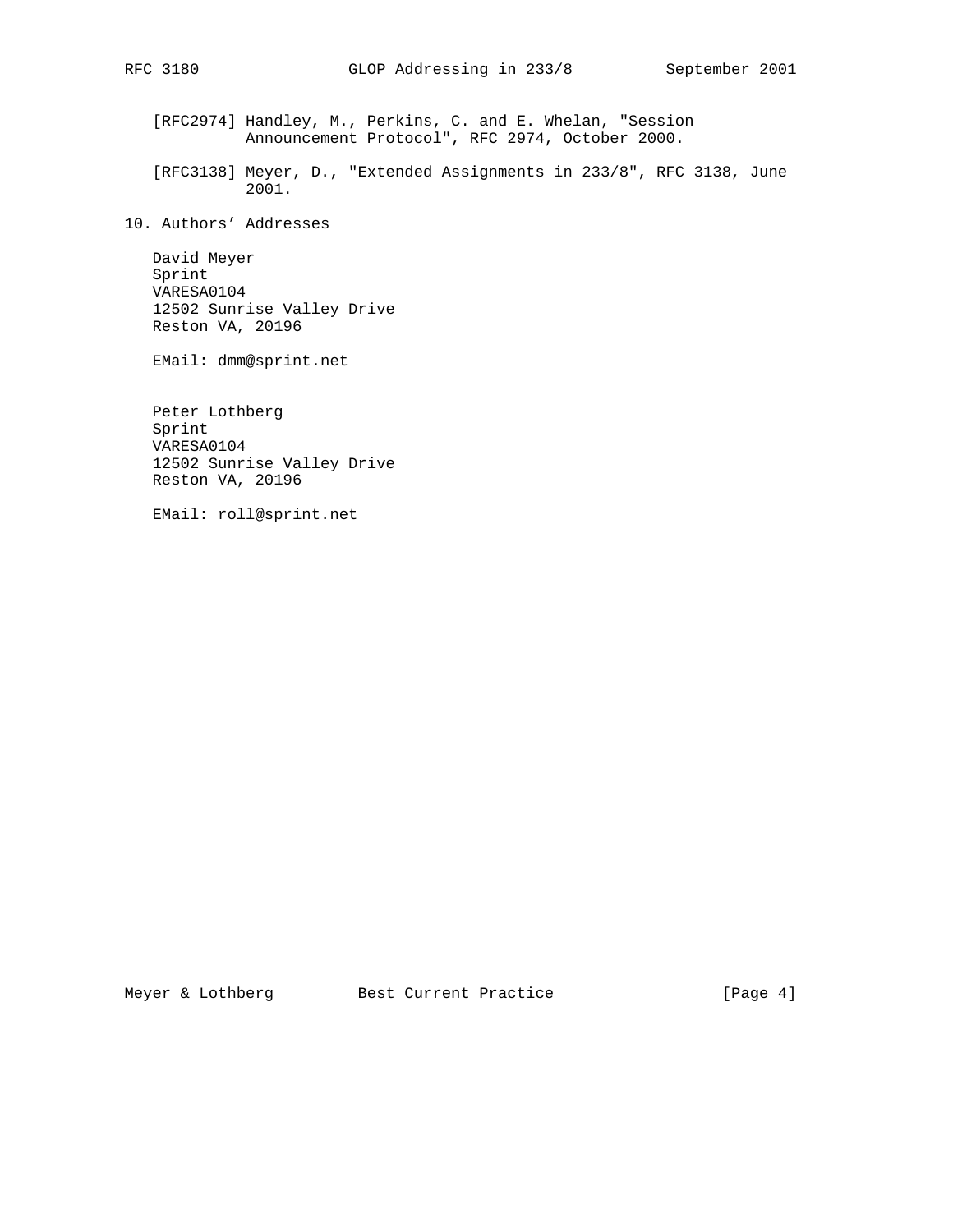[RFC2974] Handley, M., Perkins, C. and E. Whelan, "Session Announcement Protocol", RFC 2974, October 2000.

[RFC3138] Meyer, D., "Extended Assignments in 233/8", RFC 3138, June 2001.

## 10. Authors' Addresses

David Meyer
Sprint
VARESA0104
12502 Sunrise Valley Drive
Reston VA, 20196

EMail: dmm@sprint.net

Peter Lothberg
Sprint
VARESA0104
12502 Sunrise Valley Drive
Reston VA, 20196

EMail: roll@sprint.net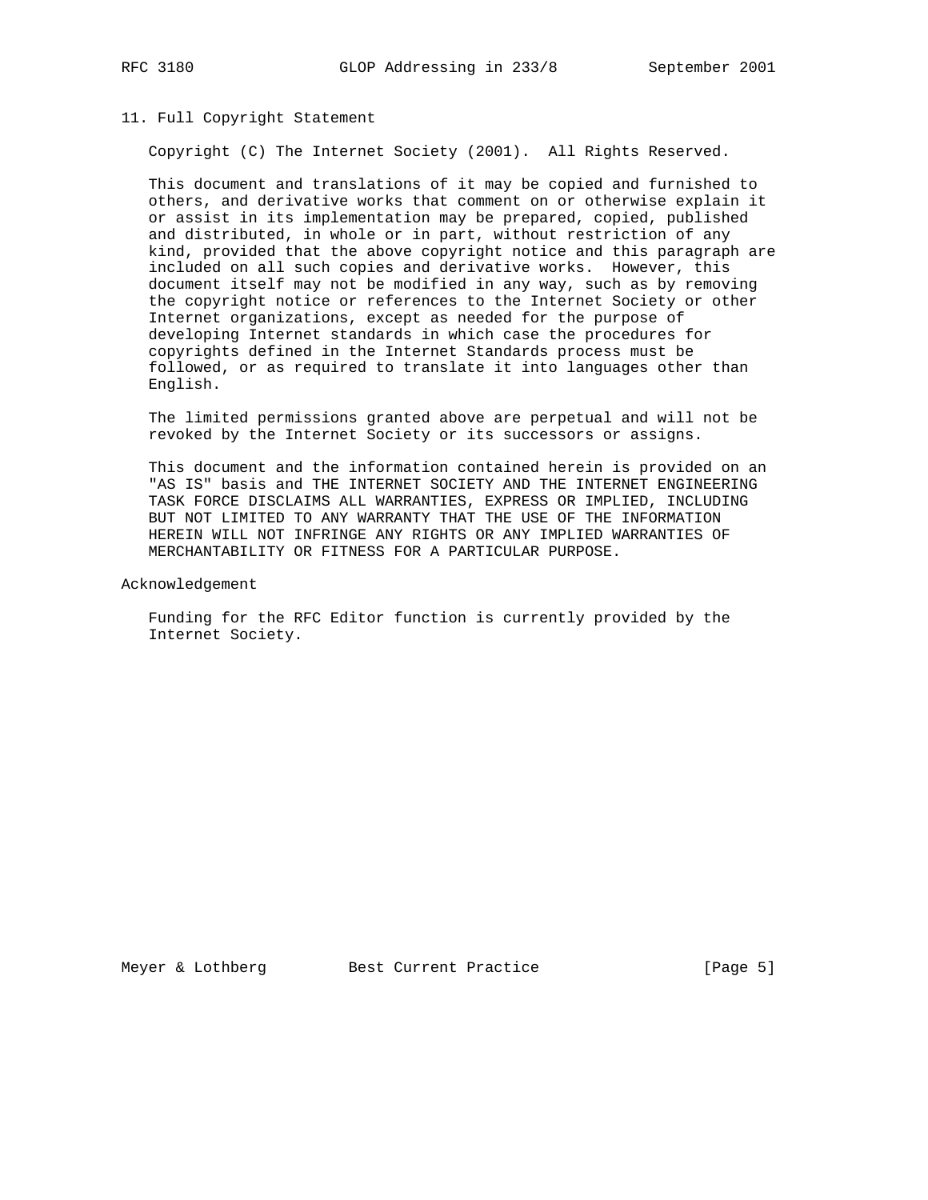## 11. Full Copyright Statement

Copyright (C) The Internet Society (2001). All Rights Reserved.

This document and translations of it may be copied and furnished to others, and derivative works that comment on or otherwise explain it or assist in its implementation may be prepared, copied, published and distributed, in whole or in part, without restriction of any kind, provided that the above copyright notice and this paragraph are included on all such copies and derivative works. However, this document itself may not be modified in any way, such as by removing the copyright notice or references to the Internet Society or other Internet organizations, except as needed for the purpose of developing Internet standards in which case the procedures for copyrights defined in the Internet Standards process must be followed, or as required to translate it into languages other than English.

The limited permissions granted above are perpetual and will not be revoked by the Internet Society or its successors or assigns.

This document and the information contained herein is provided on an "AS IS" basis and THE INTERNET SOCIETY AND THE INTERNET ENGINEERING TASK FORCE DISCLAIMS ALL WARRANTIES, EXPRESS OR IMPLIED, INCLUDING BUT NOT LIMITED TO ANY WARRANTY THAT THE USE OF THE INFORMATION HEREIN WILL NOT INFRINGE ANY RIGHTS OR ANY IMPLIED WARRANTIES OF MERCHANTABILITY OR FITNESS FOR A PARTICULAR PURPOSE.

## Acknowledgement

Funding for the RFC Editor function is currently provided by the Internet Society.